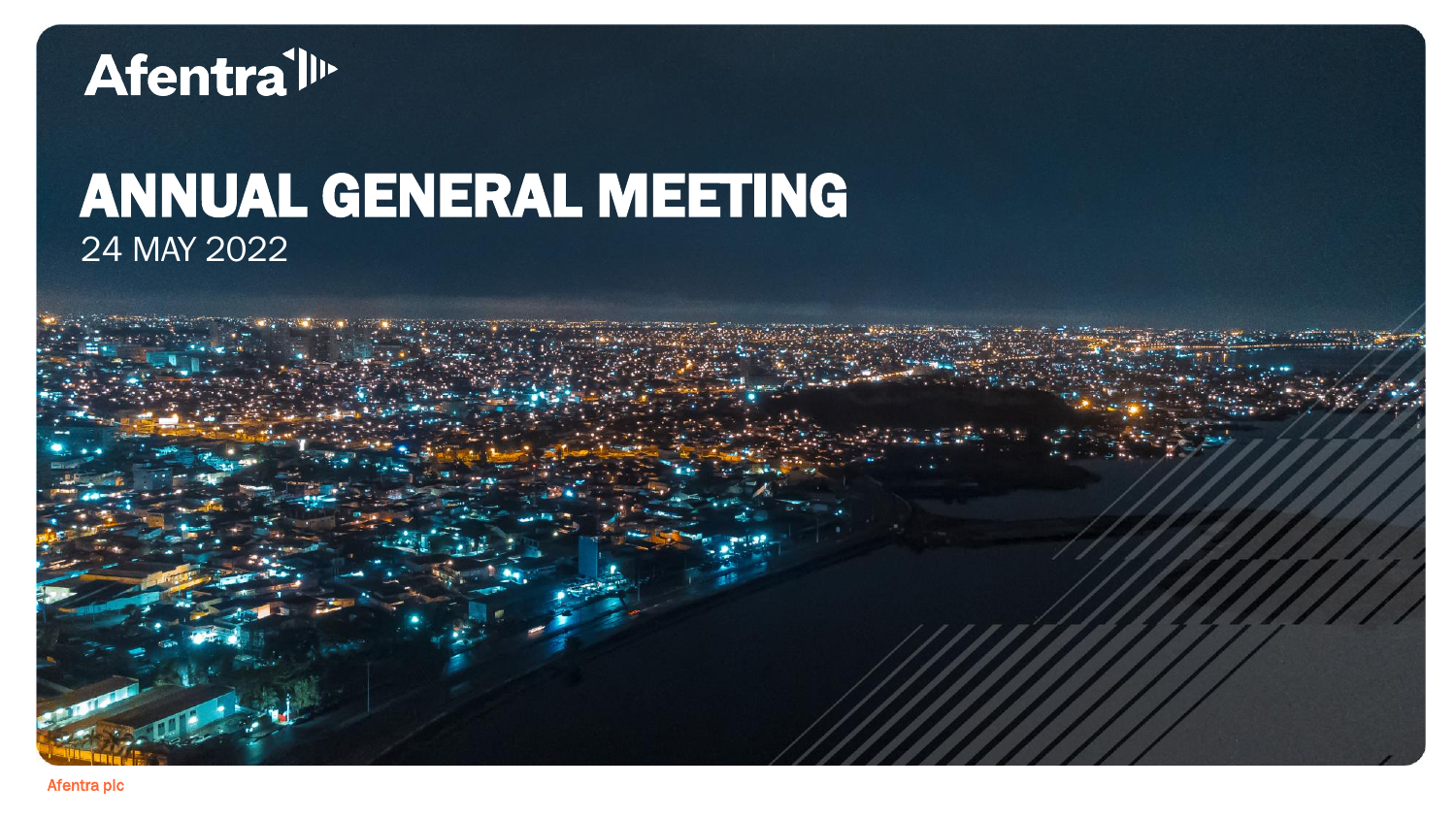Afentra

# ANNUAL GENERAL MEETING

24 MAY 2022

Afentra plc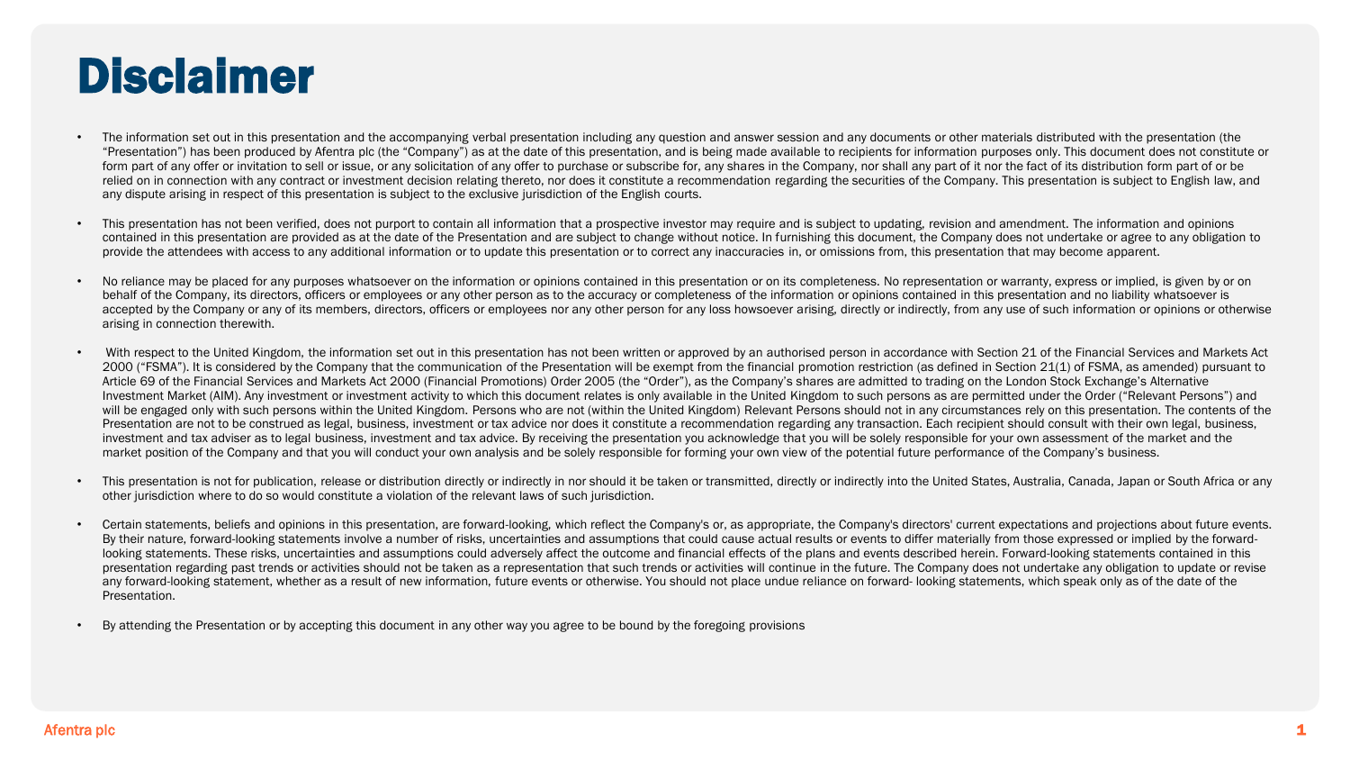# Disclaimer

- The information set out in this presentation and the accompanying verbal presentation including any question and answer session and any documents or other materials distributed with the presentation (the "Presentation") has been produced by Afentra plc (the "Company") as at the date of this presentation, and is being made available to recipients for information purposes only. This document does not constitute or form part of any offer or invitation to sell or issue, or any solicitation of any offer to purchase or subscribe for, any shares in the Company, nor shall any part of it nor the fact of its distribution form part of or be relied on in connection with any contract or investment decision relating thereto, nor does it constitute a recommendation regarding the securities of the Company. This presentation is subject to English law, and any dispute arising in respect of this presentation is subject to the exclusive jurisdiction of the English courts.

- This presentation has not been verified, does not purport to contain all information that a prospective investor may require and is subject to updating, revision and amendment. The information and opinions contained in this presentation are provided as at the date of the Presentation and are subject to change without notice. In furnishing this document, the Company does not undertake or agree to any obligation to provide the attendees with access to any additional information or to update this presentation or to correct any inaccuracies in, or omissions from, this presentation that may become apparent.

- No reliance may be placed for any purposes whatsoever on the information or opinions contained in this presentation or on its completeness. No representation or warranty, express or implied, is given by or on behalf of the Company, its directors, officers or employees or any other person as to the accuracy or completeness of the information or opinions contained in this presentation and no liability whatsoever is accepted by the Company or any of its members, directors, officers or employees nor any other person for any loss howsoever arising, directly or indirectly, from any use of such information or opinions or otherwise arising in connection therewith.

- With respect to the United Kingdom, the information set out in this presentation has not been written or approved by an authorised person in accordance with Section 21 of the Financial Services and Markets Act 2000 ("FSMA"). It is considered by the Company that the communication of the Presentation will be exempt from the financial promotion restriction (as defined in Section 21(1) of FSMA, as amended) pursuant to Article 69 of the Financial Services and Markets Act 2000 (Financial Promotions) Order 2005 (the "Order"), as the Company's shares are admitted to trading on the London Stock Exchange's Alternative Investment Market (AIM). Any investment or investment activity to which this document relates is only available in the United Kingdom to such persons as are permitted under the Order ("Relevant Persons") and will be engaged only with such persons within the United Kingdom. Persons who are not (within the United Kingdom) Relevant Persons should not in any circumstances rely on this presentation. The contents of the Presentation are not to be construed as legal, business, investment or tax advice nor does it constitute a recommendation regarding any transaction. Each recipient should consult with their own legal, business, investment and tax adviser as to legal business, investment and tax advice. By receiving the presentation you acknowledge that you will be solely responsible for your own assessment of the market and the market position of the Company and that you will conduct your own analysis and be solely responsible for forming your own view of the potential future performance of the Company's business.

- This presentation is not for publication, release or distribution directly or indirectly in nor should it be taken or transmitted, directly or indirectly into the United States, Australia, Canada, Japan or South Africa or any other jurisdiction where to do so would constitute a violation of the relevant laws of such jurisdiction.

- Certain statements, beliefs and opinions in this presentation, are forward-looking, which reflect the Company's or, as appropriate, the Company's directors' current expectations and projections about future events. By their nature, forward-looking statements involve a number of risks, uncertainties and assumptions that could cause actual results or events to differ materially from those expressed or implied by the forward-looking statements. These risks, uncertainties and assumptions could adversely affect the outcome and financial effects of the plans and events described herein. Forward-looking statements contained in this presentation regarding past trends or activities should not be taken as a representation that such trends or activities will continue in the future. The Company does not undertake any obligation to update or revise any forward-looking statement, whether as a result of new information, future events or otherwise. You should not place undue reliance on forward- looking statements, which speak only as of the date of the Presentation.

- By attending the Presentation or by accepting this document in any other way you agree to be bound by the foregoing provisions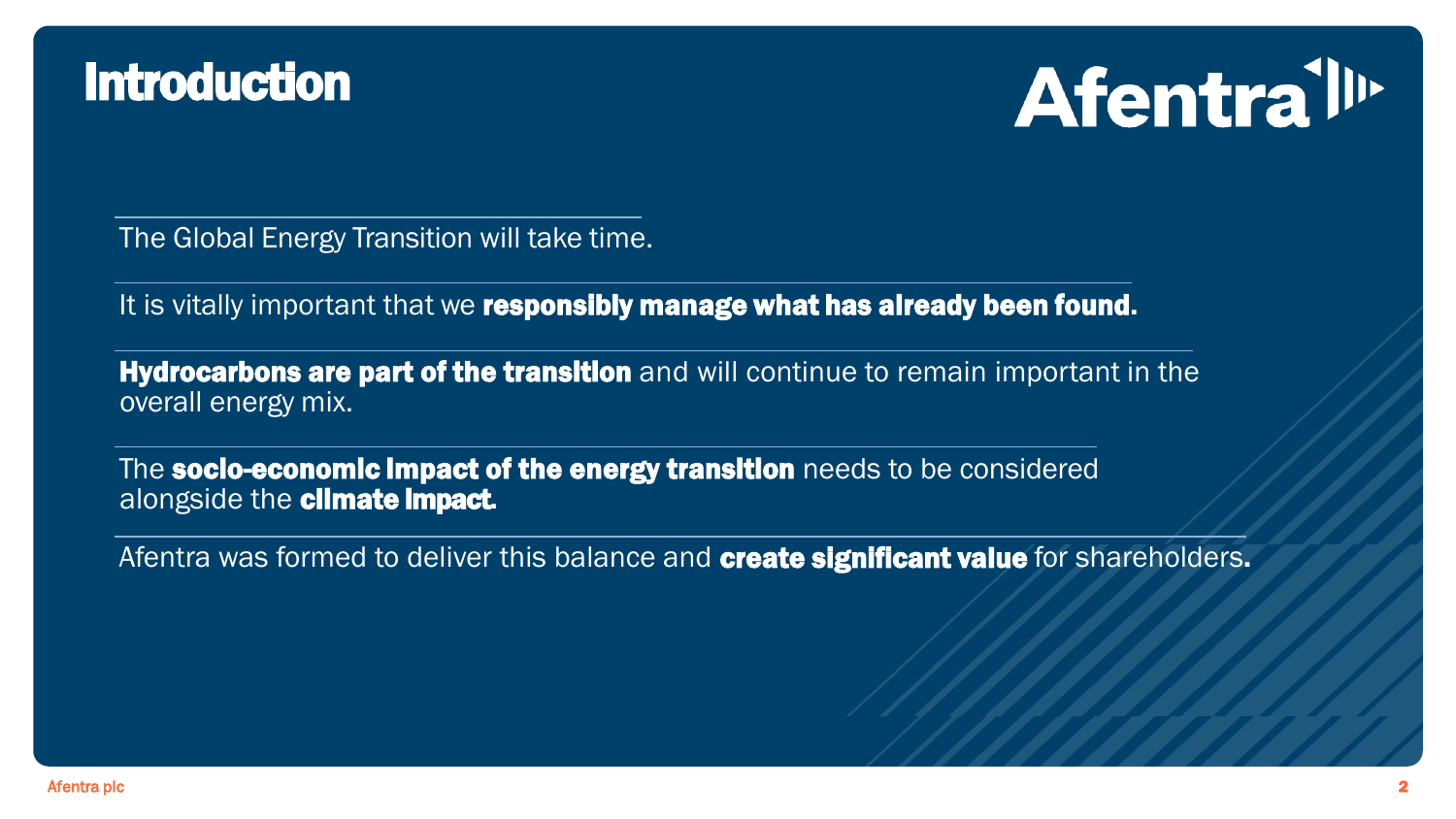# Introduction

Afentra

The Global Energy Transition will take time.

It is vitally important that we **responsibly manage what has already been found.**

**Hydrocarbons are part of the transition** and will continue to remain important in the overall energy mix.

The **socio-economic impact of the energy transition** needs to be considered alongside the **climate impact.**

Afentra was formed to deliver this balance and **create significant value** for shareholders**.**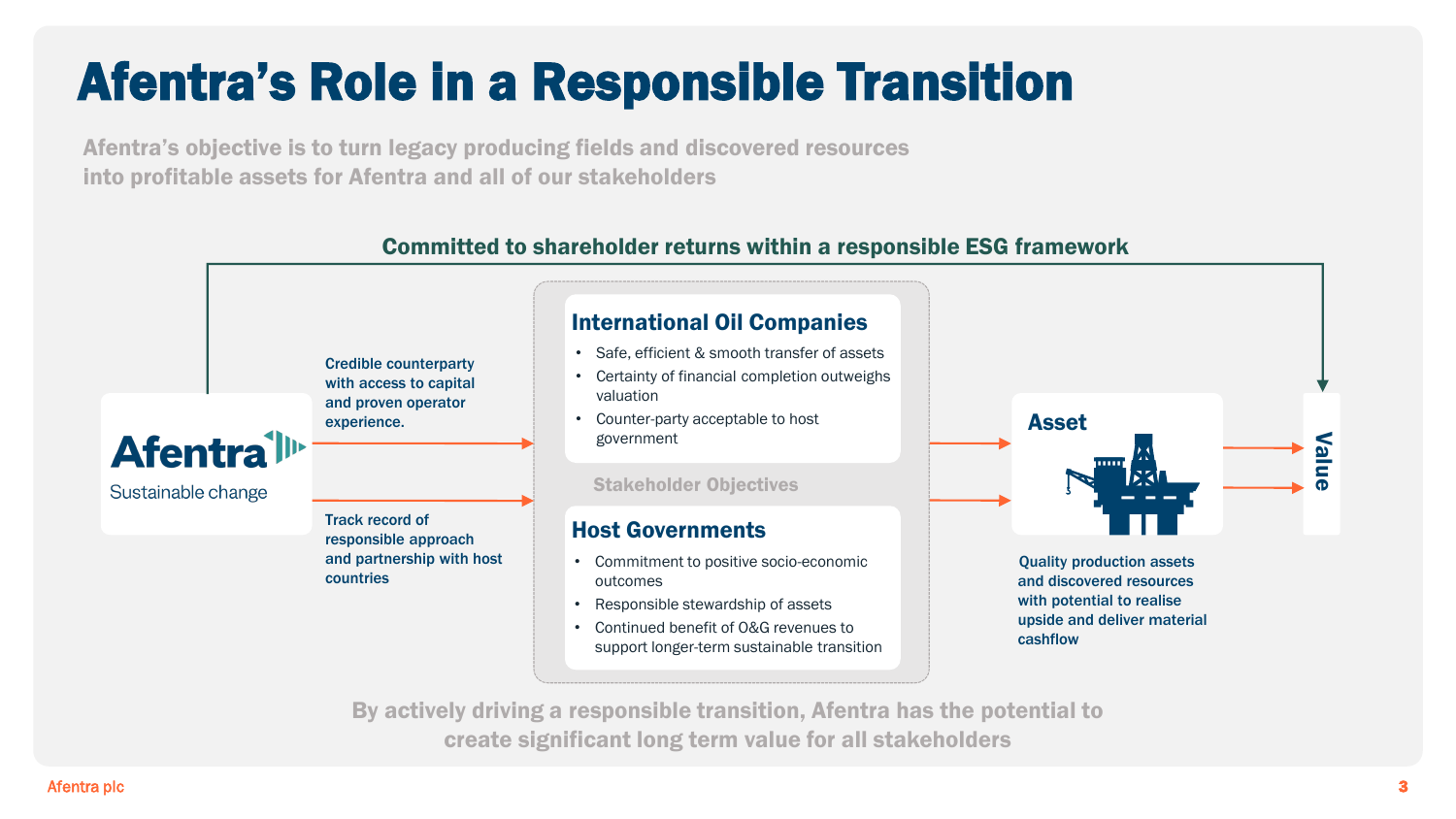# Afentra's Role in a Responsible Transition

**Afentra's objective is to turn legacy producing fields and discovered resources into profitable assets for Afentra and all of our stakeholders**

**Committed to shareholder returns within a responsible ESG framework**

**Afentra**
Sustainable change

**Credible counterparty with access to capital and proven operator experience.**

**Track record of responsible approach and partnership with host countries**

### Stakeholder Objectives

#### International Oil Companies

- Safe, efficient & smooth transfer of assets
- Certainty of financial completion outweighs valuation
- Counter-party acceptable to host government

#### Host Governments

- Commitment to positive socio-economic outcomes
- Responsible stewardship of assets
- Continued benefit of O&G revenues to support longer-term sustainable transition

#### Asset

**Quality production assets and discovered resources with potential to realise upside and deliver material cashflow**

#### Value

**By actively driving a responsible transition, Afentra has the potential to create significant long term value for all stakeholders**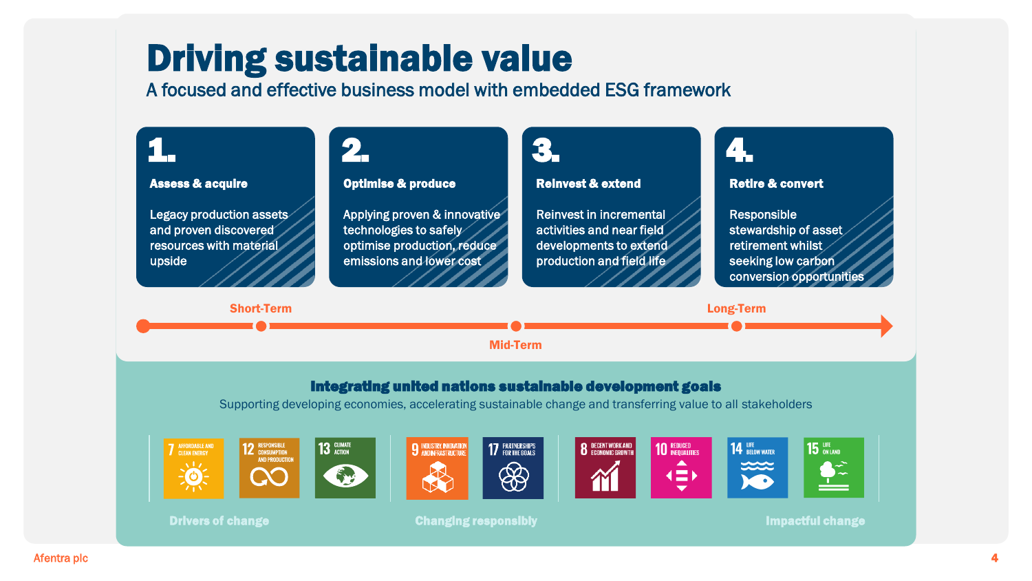# Driving sustainable value

## A focused and effective business model with embedded ESG framework

### 1. Assess & acquire

Legacy production assets and proven discovered resources with material upside

### 2. Optimise & produce

Applying proven & innovative technologies to safely optimise production, reduce emissions and lower cost

### 3. Reinvest & extend

Reinvest in incremental activities and near field developments to extend production and field life

### 4. Retire & convert

Responsible stewardship of asset retirement whilst seeking low carbon conversion opportunities

Short-Term → Mid-Term → Long-Term

## Integrating united nations sustainable development goals

Supporting developing economies, accelerating sustainable change and transferring value to all stakeholders

**Drivers of change**
- 7 Affordable and clean energy
- 12 Responsible consumption and production
- 13 Climate action

**Changing responsibly**
- 9 Industry, innovation and infrastructure
- 17 Partnerships for the goals

**Impactful change**
- 8 Decent work and economic growth
- 10 Reduced inequalities
- 14 Life below water
- 15 Life on land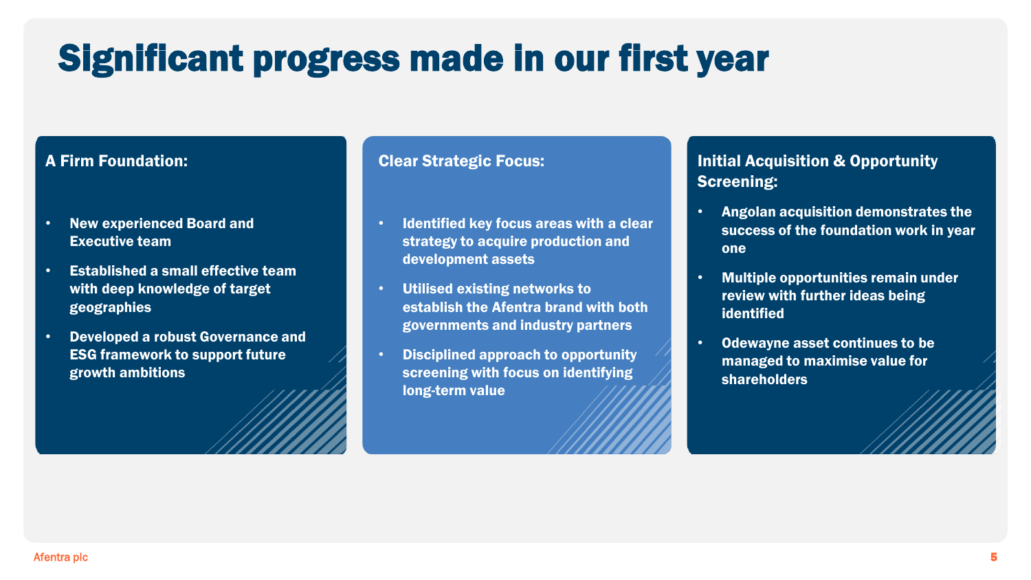# Significant progress made in our first year

## A Firm Foundation:

- **New experienced Board and Executive team**
- **Established a small effective team with deep knowledge of target geographies**
- **Developed a robust Governance and ESG framework to support future growth ambitions**

## Clear Strategic Focus:

- **Identified key focus areas with a clear strategy to acquire production and development assets**
- **Utilised existing networks to establish the Afentra brand with both governments and industry partners**
- **Disciplined approach to opportunity screening with focus on identifying long-term value**

## Initial Acquisition & Opportunity Screening:

- **Angolan acquisition demonstrates the success of the foundation work in year one**
- **Multiple opportunities remain under review with further ideas being identified**
- **Odewayne asset continues to be managed to maximise value for shareholders**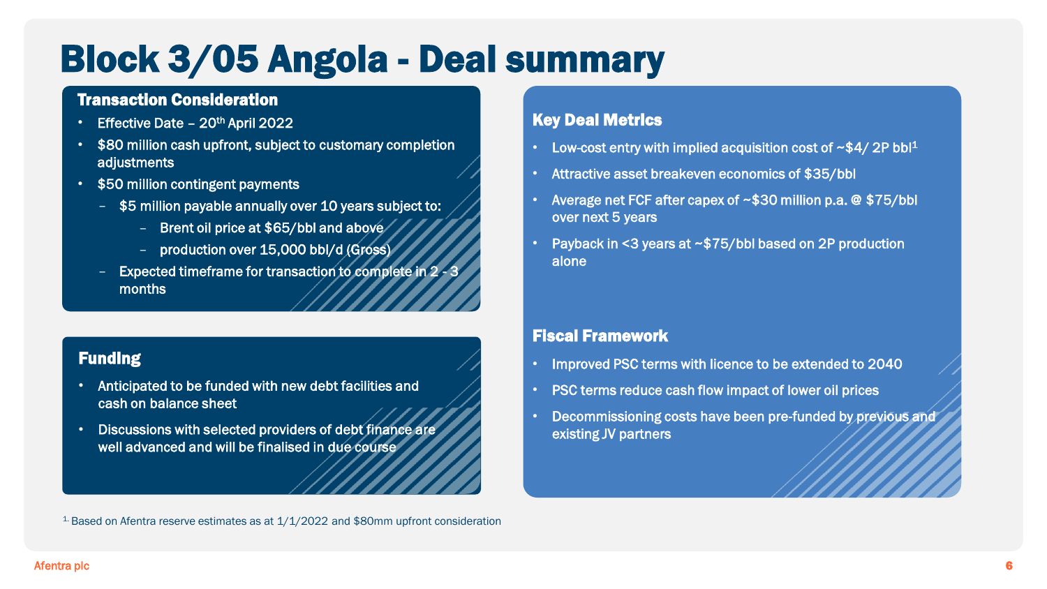# Block 3/05 Angola - Deal summary

### Transaction Consideration

- Effective Date – 20th April 2022
- $80 million cash upfront, subject to customary completion adjustments
- $50 million contingent payments
  - $5 million payable annually over 10 years subject to:
    - Brent oil price at $65/bbl and above
    - production over 15,000 bbl/d (Gross)
  - Expected timeframe for transaction to complete in 2 - 3 months

### Funding

- Anticipated to be funded with new debt facilities and cash on balance sheet
- Discussions with selected providers of debt finance are well advanced and will be finalised in due course

### Key Deal Metrics

- Low-cost entry with implied acquisition cost of ~$4/ 2P bbl[1]
- Attractive asset breakeven economics of $35/bbl
- Average net FCF after capex of ~$30 million p.a. @ $75/bbl over next 5 years
- Payback in <3 years at ~$75/bbl based on 2P production alone

### Fiscal Framework

- Improved PSC terms with licence to be extended to 2040
- PSC terms reduce cash flow impact of lower oil prices
- Decommissioning costs have been pre-funded by previous and existing JV partners

[1] Based on Afentra reserve estimates as at 1/1/2022 and $80mm upfront consideration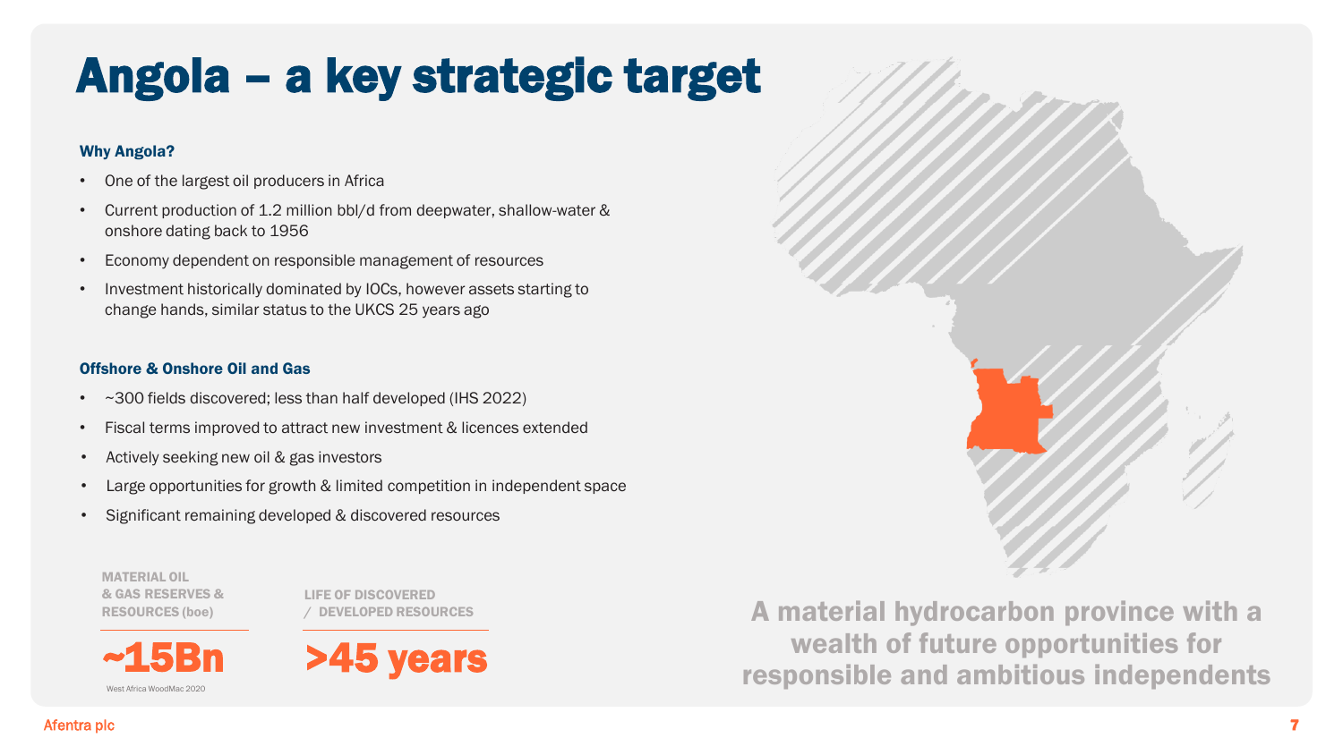# Angola – a key strategic target

### Why Angola?

- One of the largest oil producers in Africa
- Current production of 1.2 million bbl/d from deepwater, shallow-water & onshore dating back to 1956
- Economy dependent on responsible management of resources
- Investment historically dominated by IOCs, however assets starting to change hands, similar status to the UKCS 25 years ago

### Offshore & Onshore Oil and Gas

- ~300 fields discovered; less than half developed (IHS 2022)
- Fiscal terms improved to attract new investment & licences extended
- Actively seeking new oil & gas investors
- Large opportunities for growth & limited competition in independent space
- Significant remaining developed & discovered resources

**MATERIAL OIL & GAS RESERVES & RESOURCES (boe)**

**~15Bn**

West Africa WoodMac 2020

**LIFE OF DISCOVERED / DEVELOPED RESOURCES**

**>45 years**

**A material hydrocarbon province with a wealth of future opportunities for responsible and ambitious independents**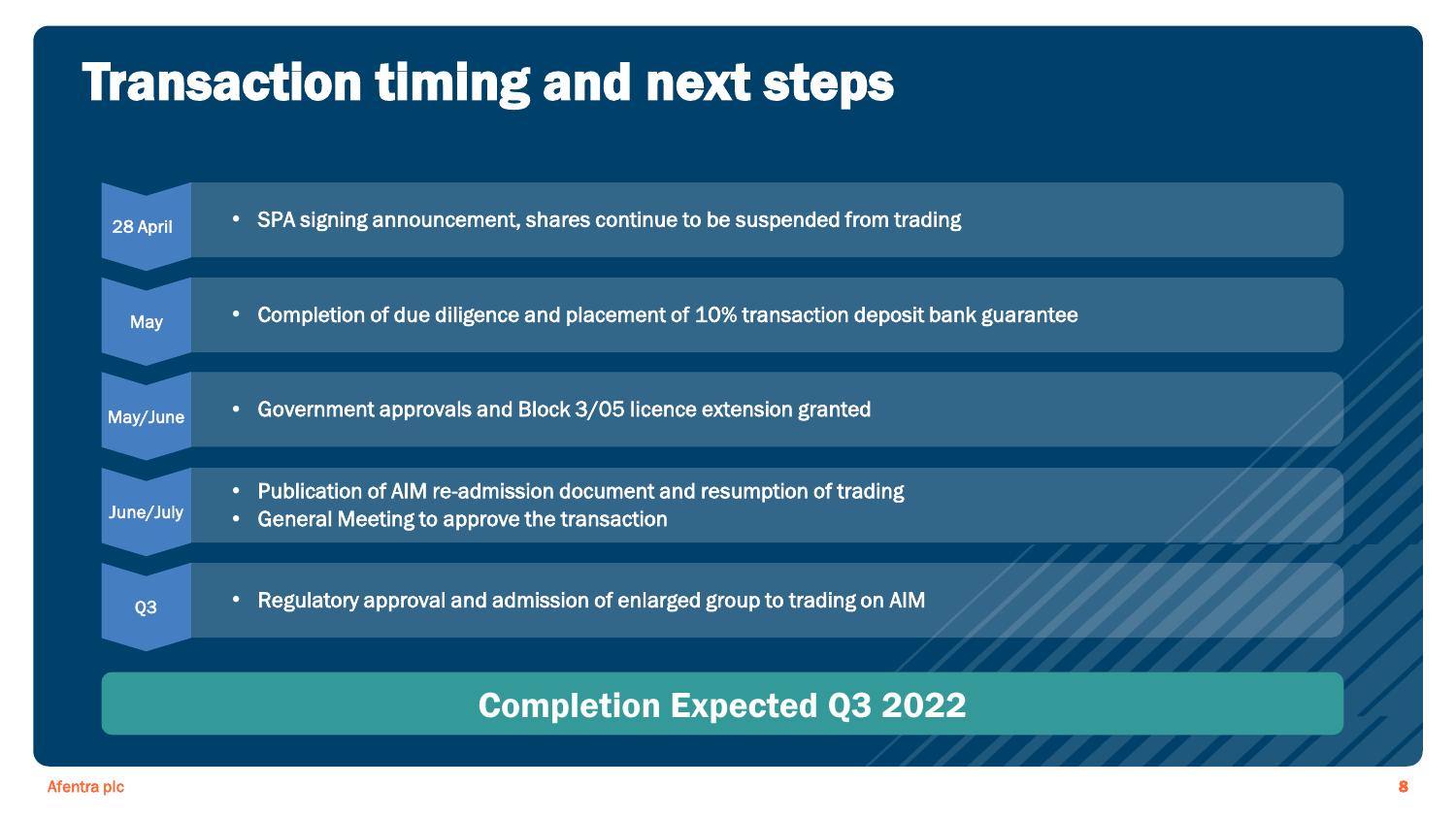# Transaction timing and next steps

| Timing | Steps |
|---|---|
| 28 April | • SPA signing announcement, shares continue to be suspended from trading |
| May | • Completion of due diligence and placement of 10% transaction deposit bank guarantee |
| May/June | • Government approvals and Block 3/05 licence extension granted |
| June/July | • Publication of AIM re-admission document and resumption of trading<br>• General Meeting to approve the transaction |
| Q3 | • Regulatory approval and admission of enlarged group to trading on AIM |

**Completion Expected Q3 2022**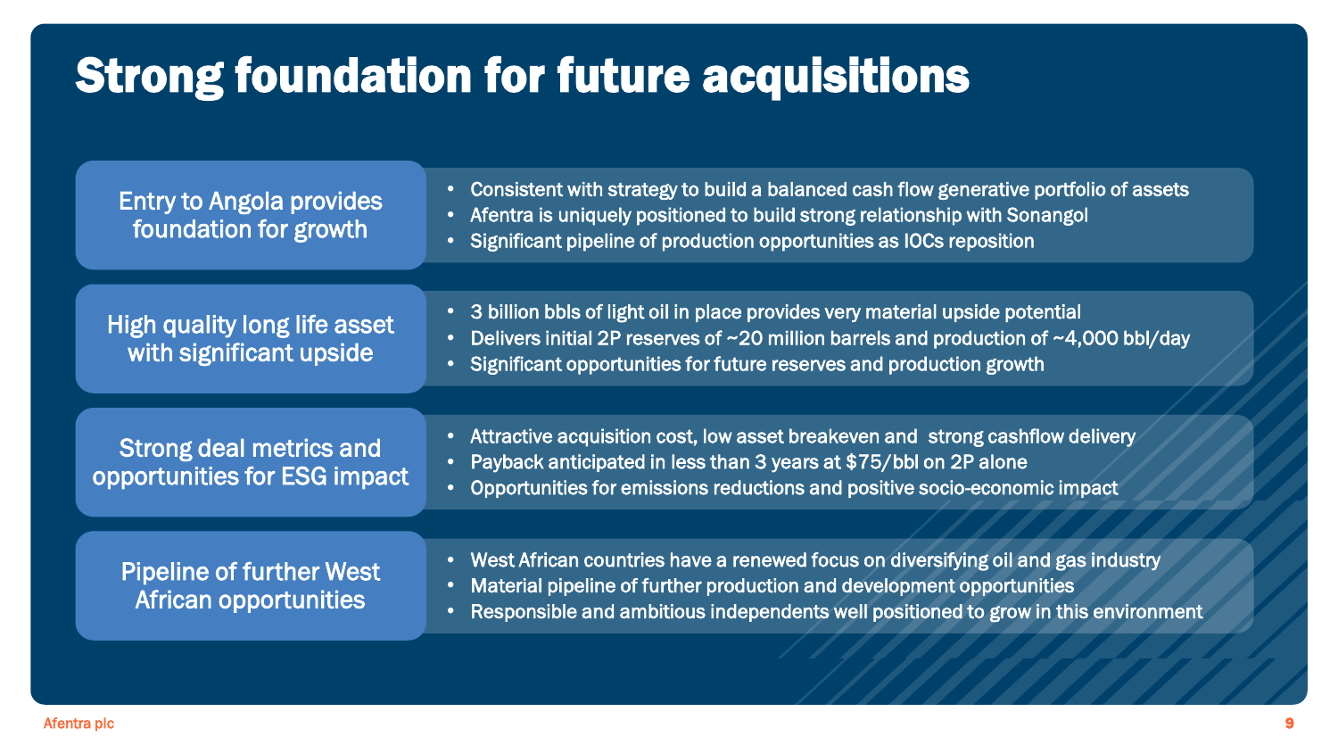# Strong foundation for future acquisitions

## Entry to Angola provides foundation for growth

- Consistent with strategy to build a balanced cash flow generative portfolio of assets
- Afentra is uniquely positioned to build strong relationship with Sonangol
- Significant pipeline of production opportunities as IOCs reposition

## High quality long life asset with significant upside

- 3 billion bbls of light oil in place provides very material upside potential
- Delivers initial 2P reserves of ~20 million barrels and production of ~4,000 bbl/day
- Significant opportunities for future reserves and production growth

## Strong deal metrics and opportunities for ESG impact

- Attractive acquisition cost, low asset breakeven and strong cashflow delivery
- Payback anticipated in less than 3 years at $75/bbl on 2P alone
- Opportunities for emissions reductions and positive socio-economic impact

## Pipeline of further West African opportunities

- West African countries have a renewed focus on diversifying oil and gas industry
- Material pipeline of further production and development opportunities
- Responsible and ambitious independents well positioned to grow in this environment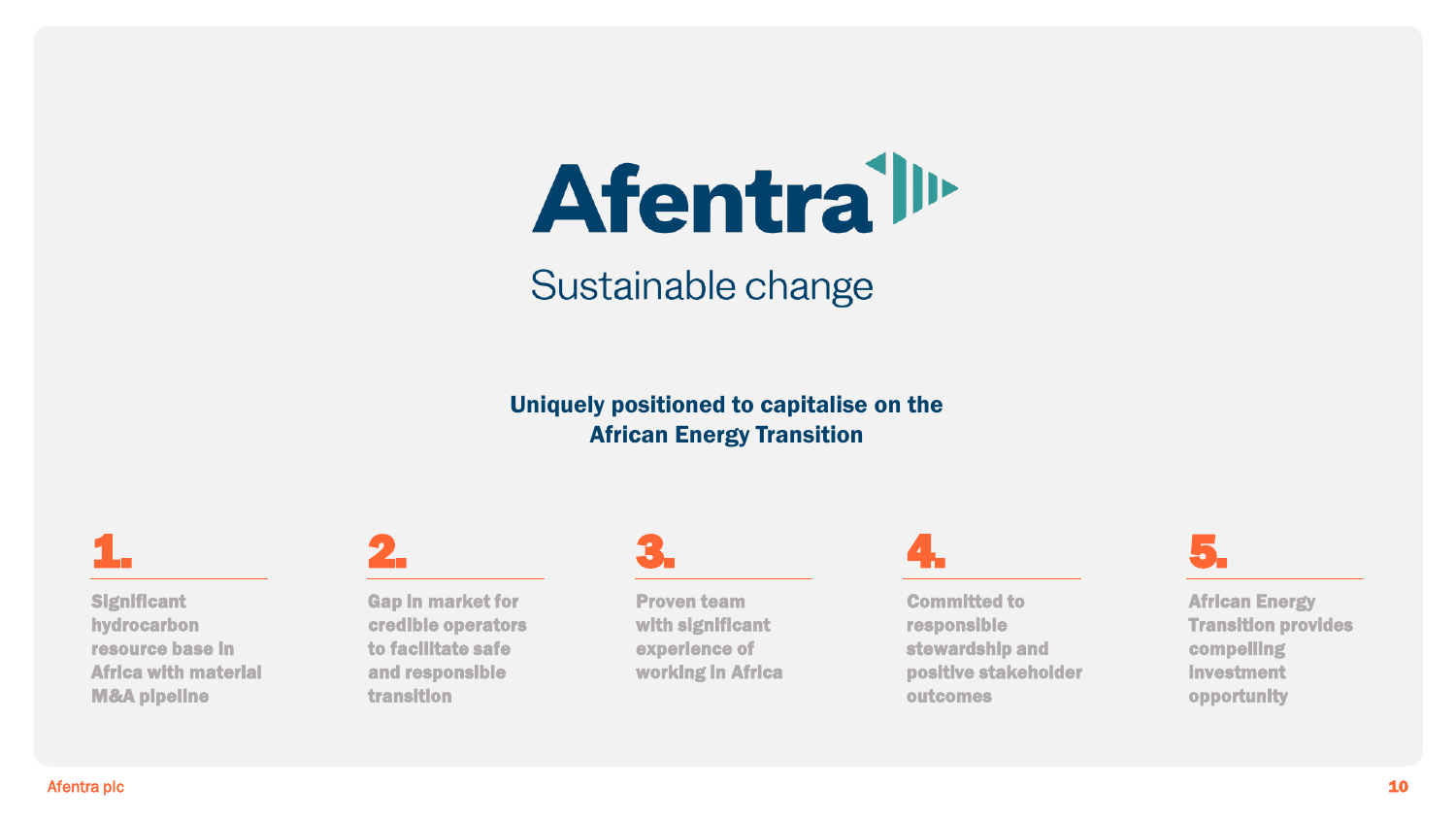# Afentra

Sustainable change

## Uniquely positioned to capitalise on the African Energy Transition

**1.**

Significant hydrocarbon resource base in Africa with material M&A pipeline

**2.**

Gap in market for credible operators to facilitate safe and responsible transition

**3.**

Proven team with significant experience of working in Africa

**4.**

Committed to responsible stewardship and positive stakeholder outcomes

**5.**

African Energy Transition provides compelling investment opportunity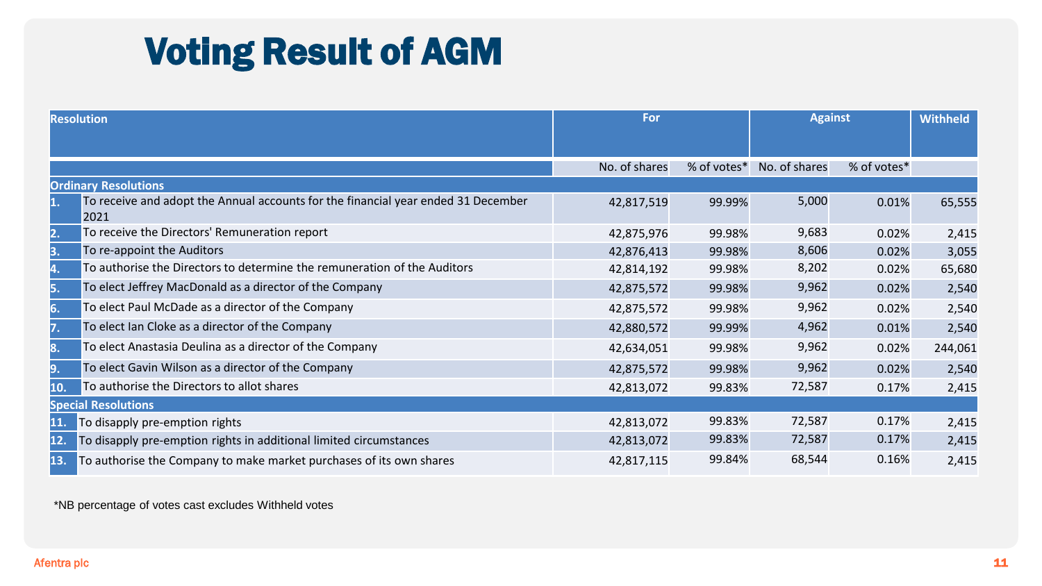# Voting Result of AGM

| Resolution | | For | | Against | | Withheld |
|---|---|---|---|---|---|---|
| | | No. of shares | % of votes* | No. of shares | % of votes* | |
| **Ordinary Resolutions** | | | | | | |
| 1. | To receive and adopt the Annual accounts for the financial year ended 31 December 2021 | 42,817,519 | 99.99% | 5,000 | 0.01% | 65,555 |
| 2. | To receive the Directors' Remuneration report | 42,875,976 | 99.98% | 9,683 | 0.02% | 2,415 |
| 3. | To re-appoint the Auditors | 42,876,413 | 99.98% | 8,606 | 0.02% | 3,055 |
| 4. | To authorise the Directors to determine the remuneration of the Auditors | 42,814,192 | 99.98% | 8,202 | 0.02% | 65,680 |
| 5. | To elect Jeffrey MacDonald as a director of the Company | 42,875,572 | 99.98% | 9,962 | 0.02% | 2,540 |
| 6. | To elect Paul McDade as a director of the Company | 42,875,572 | 99.98% | 9,962 | 0.02% | 2,540 |
| 7. | To elect Ian Cloke as a director of the Company | 42,880,572 | 99.99% | 4,962 | 0.01% | 2,540 |
| 8. | To elect Anastasia Deulina as a director of the Company | 42,634,051 | 99.98% | 9,962 | 0.02% | 244,061 |
| 9. | To elect Gavin Wilson as a director of the Company | 42,875,572 | 99.98% | 9,962 | 0.02% | 2,540 |
| 10. | To authorise the Directors to allot shares | 42,813,072 | 99.83% | 72,587 | 0.17% | 2,415 |
| **Special Resolutions** | | | | | | |
| 11. | To disapply pre-emption rights | 42,813,072 | 99.83% | 72,587 | 0.17% | 2,415 |
| 12. | To disapply pre-emption rights in additional limited circumstances | 42,813,072 | 99.83% | 72,587 | 0.17% | 2,415 |
| 13. | To authorise the Company to make market purchases of its own shares | 42,817,115 | 99.84% | 68,544 | 0.16% | 2,415 |

*NB percentage of votes cast excludes Withheld votes